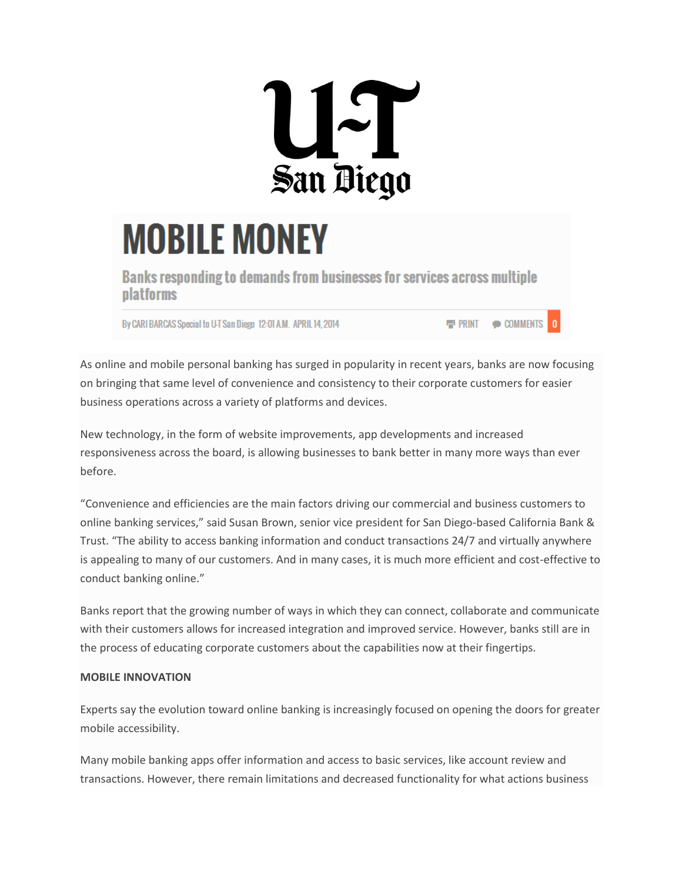U-T San Diego

# MOBILE MONEY

## Banks responding to demands from businesses for services across multiple platforms

By CARI BARCAS Special to U-T San Diego 12:01 A.M. APRIL 14, 2014

PRINT COMMENTS 0

As online and mobile personal banking has surged in popularity in recent years, banks are now focusing on bringing that same level of convenience and consistency to their corporate customers for easier business operations across a variety of platforms and devices.

New technology, in the form of website improvements, app developments and increased responsiveness across the board, is allowing businesses to bank better in many more ways than ever before.

"Convenience and efficiencies are the main factors driving our commercial and business customers to online banking services," said Susan Brown, senior vice president for San Diego-based California Bank & Trust. "The ability to access banking information and conduct transactions 24/7 and virtually anywhere is appealing to many of our customers. And in many cases, it is much more efficient and cost-effective to conduct banking online."

Banks report that the growing number of ways in which they can connect, collaborate and communicate with their customers allows for increased integration and improved service. However, banks still are in the process of educating corporate customers about the capabilities now at their fingertips.

**MOBILE INNOVATION**

Experts say the evolution toward online banking is increasingly focused on opening the doors for greater mobile accessibility.

Many mobile banking apps offer information and access to basic services, like account review and transactions. However, there remain limitations and decreased functionality for what actions business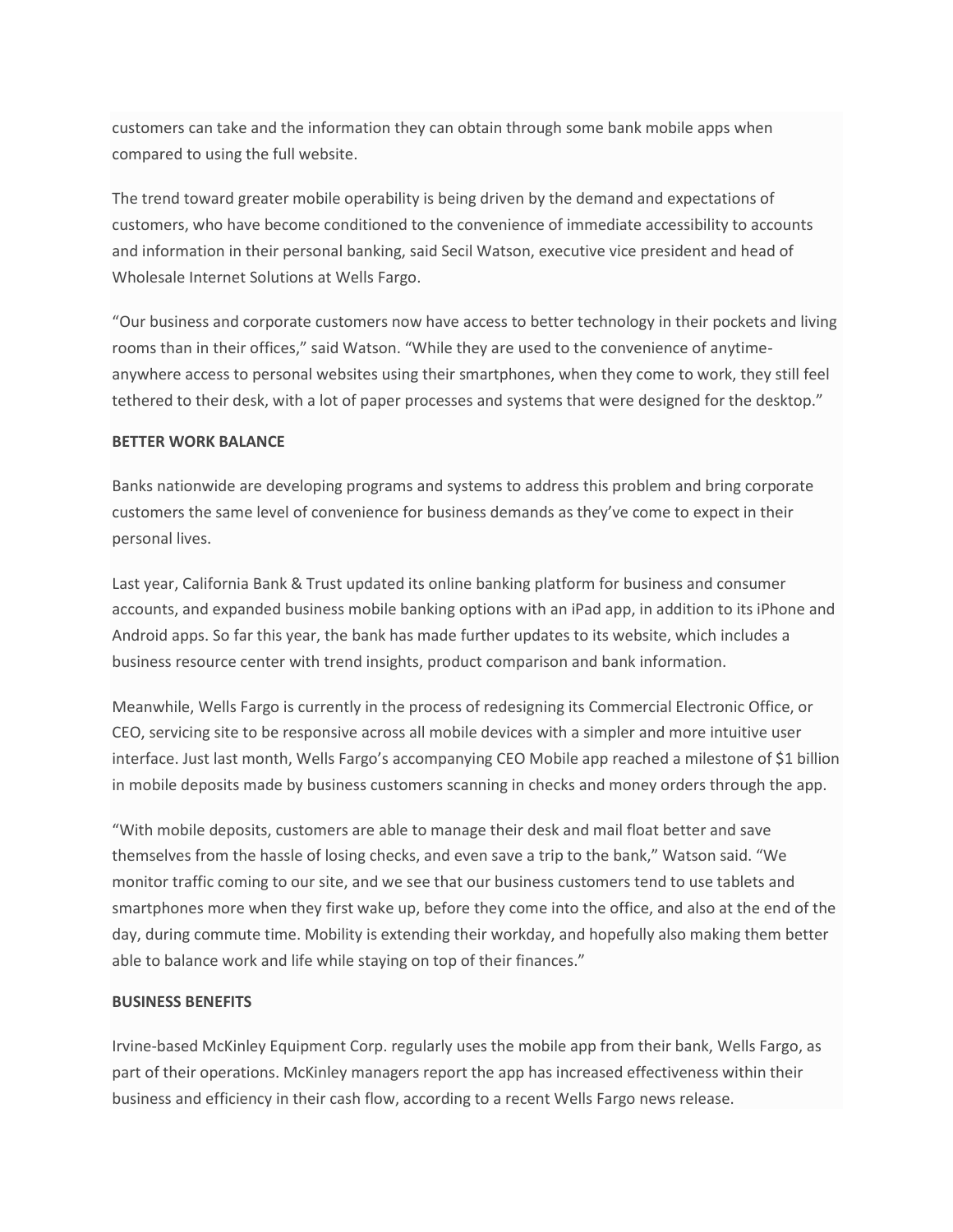customers can take and the information they can obtain through some bank mobile apps when compared to using the full website.

The trend toward greater mobile operability is being driven by the demand and expectations of customers, who have become conditioned to the convenience of immediate accessibility to accounts and information in their personal banking, said Secil Watson, executive vice president and head of Wholesale Internet Solutions at Wells Fargo.

"Our business and corporate customers now have access to better technology in their pockets and living rooms than in their offices," said Watson. "While they are used to the convenience of anytime-anywhere access to personal websites using their smartphones, when they come to work, they still feel tethered to their desk, with a lot of paper processes and systems that were designed for the desktop."

**BETTER WORK BALANCE**

Banks nationwide are developing programs and systems to address this problem and bring corporate customers the same level of convenience for business demands as they've come to expect in their personal lives.

Last year, California Bank & Trust updated its online banking platform for business and consumer accounts, and expanded business mobile banking options with an iPad app, in addition to its iPhone and Android apps. So far this year, the bank has made further updates to its website, which includes a business resource center with trend insights, product comparison and bank information.

Meanwhile, Wells Fargo is currently in the process of redesigning its Commercial Electronic Office, or CEO, servicing site to be responsive across all mobile devices with a simpler and more intuitive user interface. Just last month, Wells Fargo's accompanying CEO Mobile app reached a milestone of $1 billion in mobile deposits made by business customers scanning in checks and money orders through the app.

"With mobile deposits, customers are able to manage their desk and mail float better and save themselves from the hassle of losing checks, and even save a trip to the bank," Watson said. "We monitor traffic coming to our site, and we see that our business customers tend to use tablets and smartphones more when they first wake up, before they come into the office, and also at the end of the day, during commute time. Mobility is extending their workday, and hopefully also making them better able to balance work and life while staying on top of their finances."

**BUSINESS BENEFITS**

Irvine-based McKinley Equipment Corp. regularly uses the mobile app from their bank, Wells Fargo, as part of their operations. McKinley managers report the app has increased effectiveness within their business and efficiency in their cash flow, according to a recent Wells Fargo news release.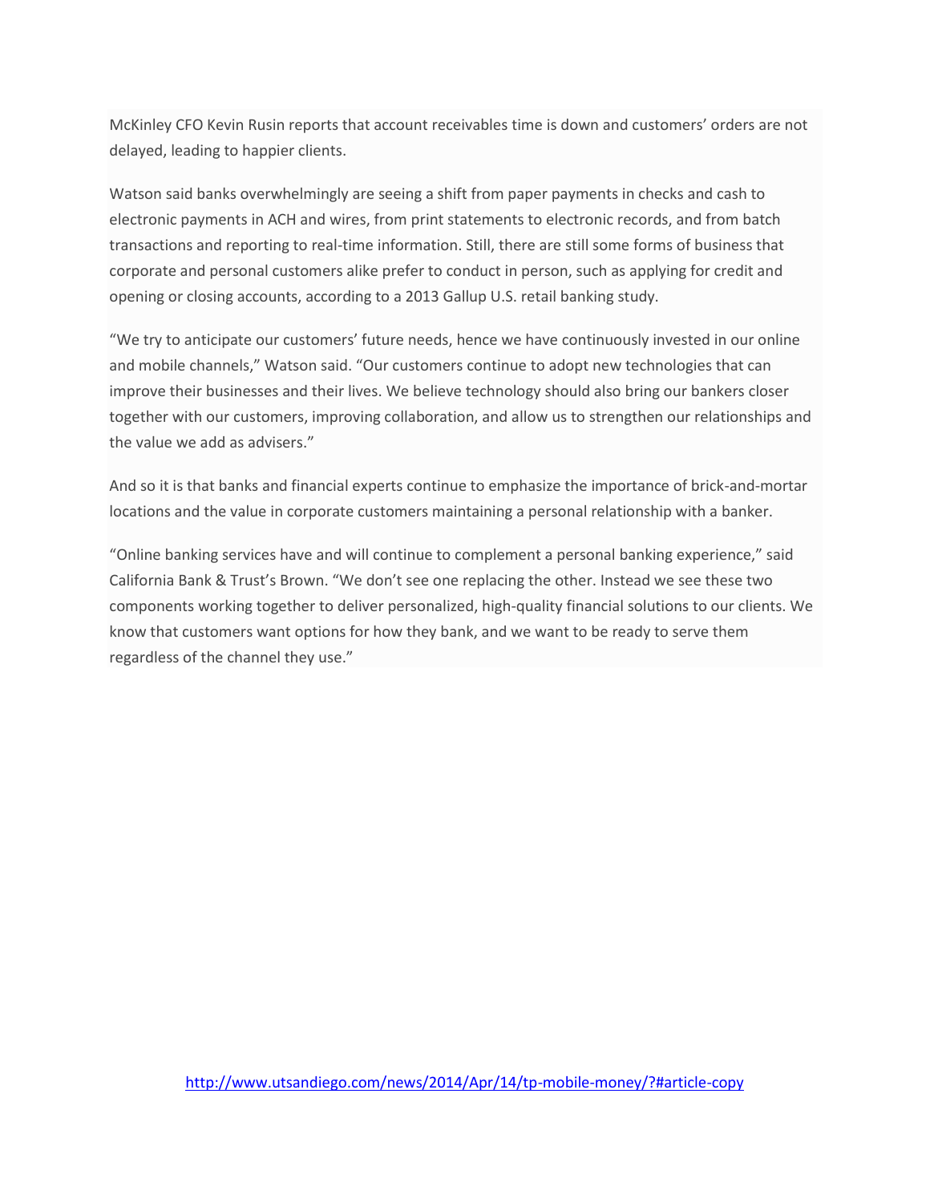McKinley CFO Kevin Rusin reports that account receivables time is down and customers' orders are not delayed, leading to happier clients.

Watson said banks overwhelmingly are seeing a shift from paper payments in checks and cash to electronic payments in ACH and wires, from print statements to electronic records, and from batch transactions and reporting to real-time information. Still, there are still some forms of business that corporate and personal customers alike prefer to conduct in person, such as applying for credit and opening or closing accounts, according to a 2013 Gallup U.S. retail banking study.

"We try to anticipate our customers' future needs, hence we have continuously invested in our online and mobile channels," Watson said. "Our customers continue to adopt new technologies that can improve their businesses and their lives. We believe technology should also bring our bankers closer together with our customers, improving collaboration, and allow us to strengthen our relationships and the value we add as advisers."

And so it is that banks and financial experts continue to emphasize the importance of brick-and-mortar locations and the value in corporate customers maintaining a personal relationship with a banker.

"Online banking services have and will continue to complement a personal banking experience," said California Bank & Trust's Brown. "We don't see one replacing the other. Instead we see these two components working together to deliver personalized, high-quality financial solutions to our clients. We know that customers want options for how they bank, and we want to be ready to serve them regardless of the channel they use."

http://www.utsandiego.com/news/2014/Apr/14/tp-mobile-money/?#article-copy